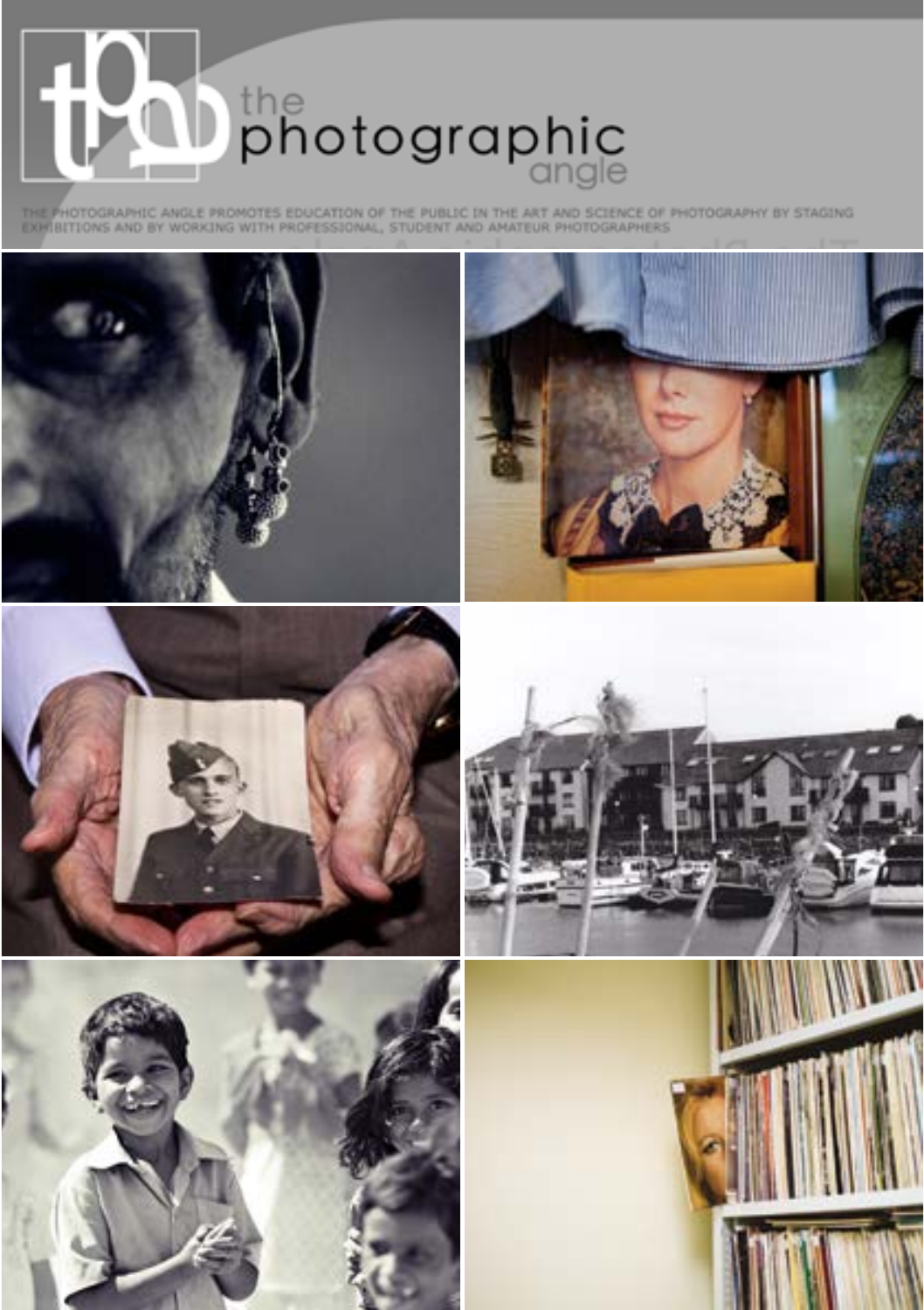# the photographic angle

THE PHOTOGRAPHIC ANGLE PROMOTES EDUCATION OF THE PUBLIC IN THE ART AND SCIENCE OF PHOTOGRAPHY BY STAGING EXHIBITIONS AND BY WORKING WITH PROFESSIONAL, STUDENT AND AMATEUR PHOTOGRAPHERS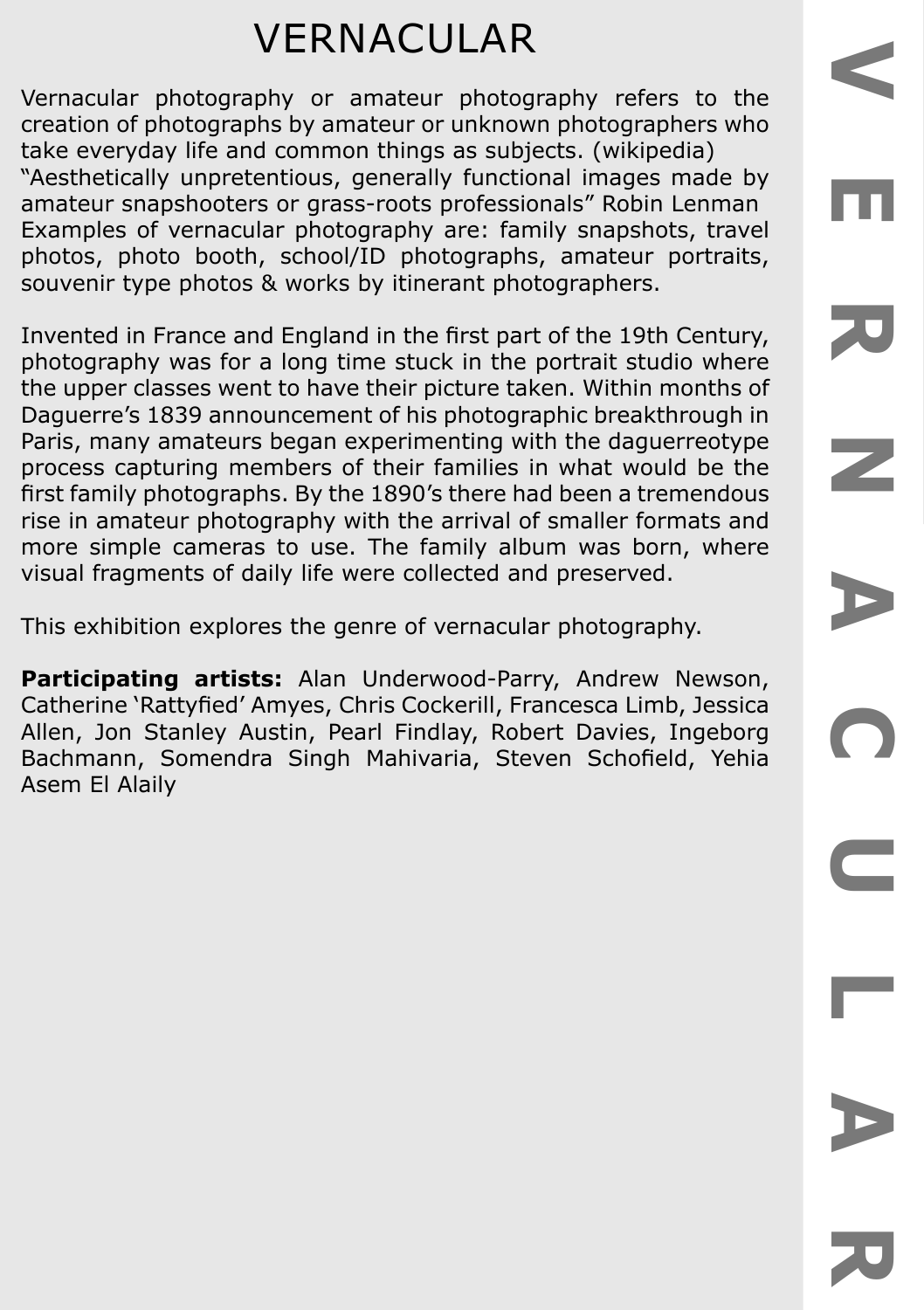# VERNACULAR

Vernacular photography or amateur photography refers to the creation of photographs by amateur or unknown photographers who take everyday life and common things as subjects. (wikipedia) "Aesthetically unpretentious, generally functional images made by amateur snapshooters or grass-roots professionals" Robin Lenman Examples of vernacular photography are: family snapshots, travel photos, photo booth, school/ID photographs, amateur portraits, souvenir type photos & works by itinerant photographers.

Invented in France and England in the first part of the 19th Century, photography was for a long time stuck in the portrait studio where the upper classes went to have their picture taken. Within months of Daguerre's 1839 announcement of his photographic breakthrough in Paris, many amateurs began experimenting with the daguerreotype process capturing members of their families in what would be the first family photographs. By the 1890's there had been a tremendous rise in amateur photography with the arrival of smaller formats and more simple cameras to use. The family album was born, where visual fragments of daily life were collected and preserved.

This exhibition explores the genre of vernacular photography.

**Participating artists:** Alan Underwood-Parry, Andrew Newson, Catherine 'Rattyfied' Amyes, Chris Cockerill, Francesca Limb, Jessica Allen, Jon Stanley Austin, Pearl Findlay, Robert Davies, Ingeborg Bachmann, Somendra Singh Mahivaria, Steven Schofield, Yehia Asem El Alaily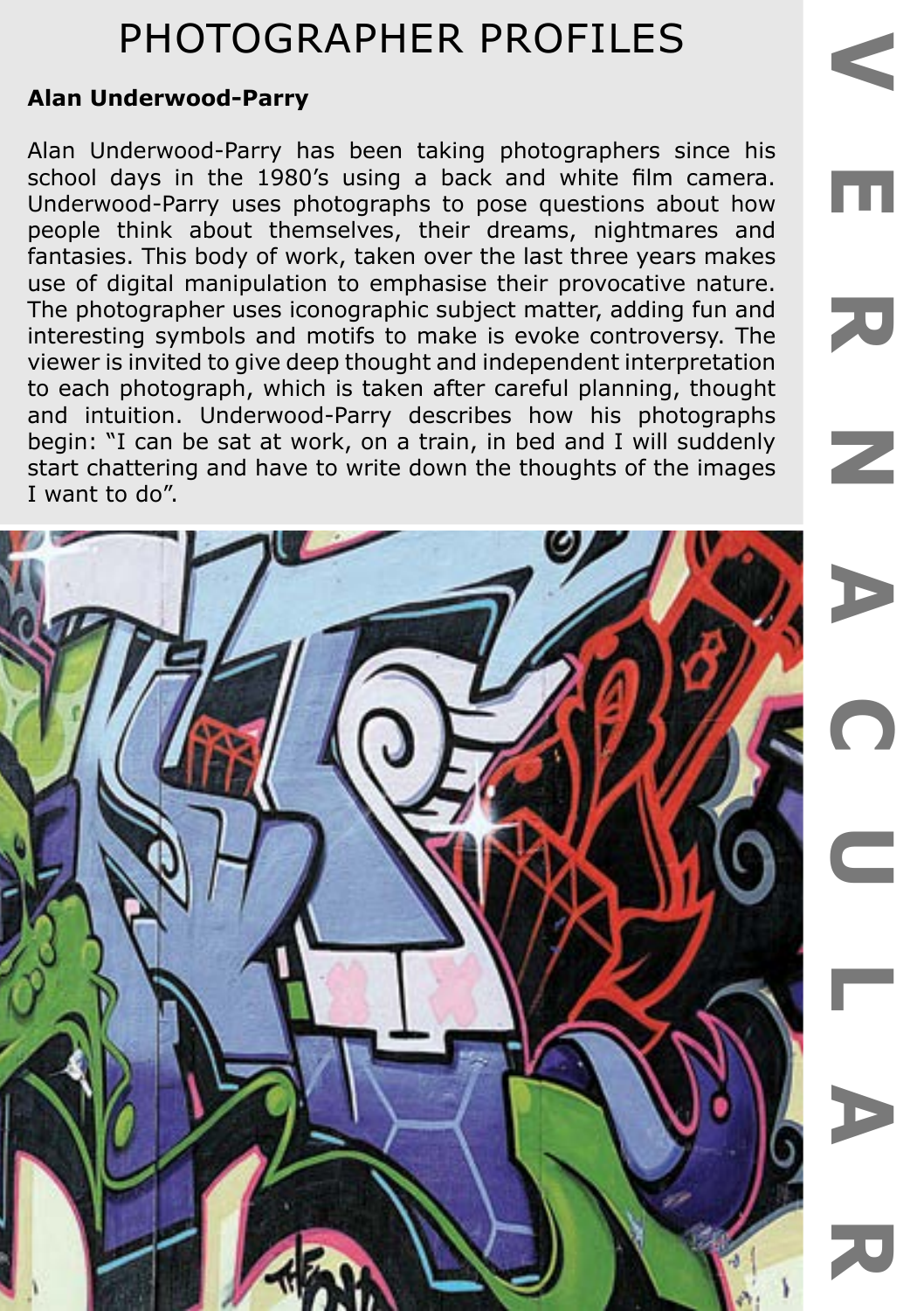# PHOTOGRAPHER PROFILES

**Alan Underwood-Parry**

Alan Underwood-Parry has been taking photographers since his school days in the 1980's using a back and white film camera. Underwood-Parry uses photographs to pose questions about how people think about themselves, their dreams, nightmares and fantasies. This body of work, taken over the last three years makes use of digital manipulation to emphasise their provocative nature. The photographer uses iconographic subject matter, adding fun and interesting symbols and motifs to make is evoke controversy. The viewer is invited to give deep thought and independent interpretation to each photograph, which is taken after careful planning, thought and intuition. Underwood-Parry describes how his photographs begin: "I can be sat at work, on a train, in bed and I will suddenly start chattering and have to write down the thoughts of the images I want to do".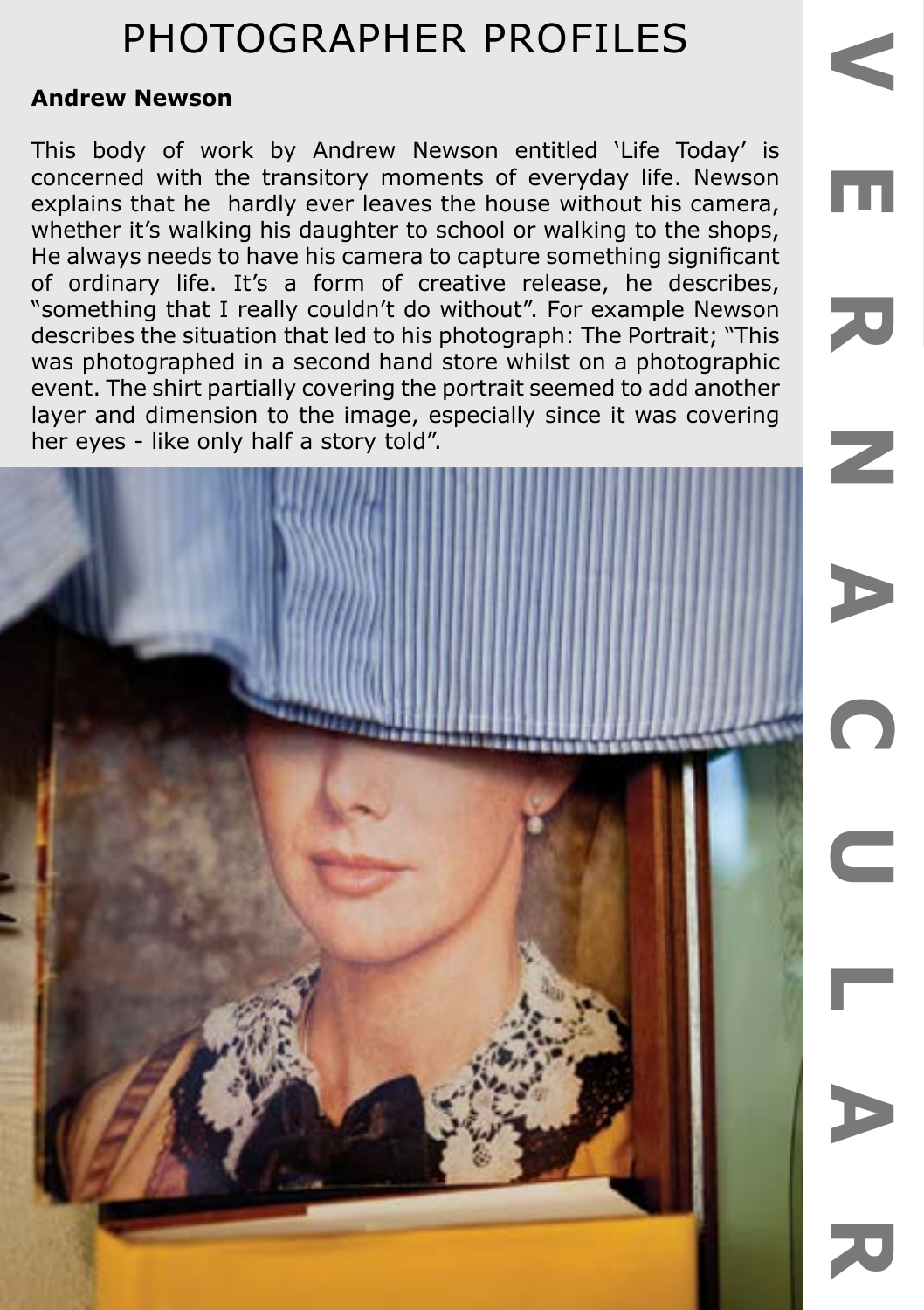# PHOTOGRAPHER PROFILES

**Andrew Newson**

This body of work by Andrew Newson entitled 'Life Today' is concerned with the transitory moments of everyday life. Newson explains that he hardly ever leaves the house without his camera, whether it's walking his daughter to school or walking to the shops, He always needs to have his camera to capture something significant of ordinary life. It's a form of creative release, he describes, "something that I really couldn't do without". For example Newson describes the situation that led to his photograph: The Portrait; "This was photographed in a second hand store whilst on a photographic event. The shirt partially covering the portrait seemed to add another layer and dimension to the image, especially since it was covering her eyes - like only half a story told".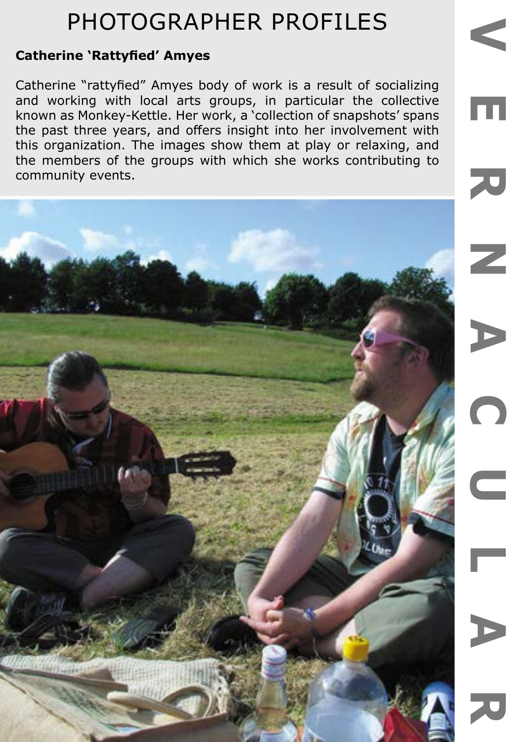# PHOTOGRAPHER PROFILES

**Catherine 'Rattyfied' Amyes**

Catherine "rattyfied" Amyes body of work is a result of socializing and working with local arts groups, in particular the collective known as Monkey-Kettle. Her work, a 'collection of snapshots' spans the past three years, and offers insight into her involvement with this organization. The images show them at play or relaxing, and the members of the groups with which she works contributing to community events.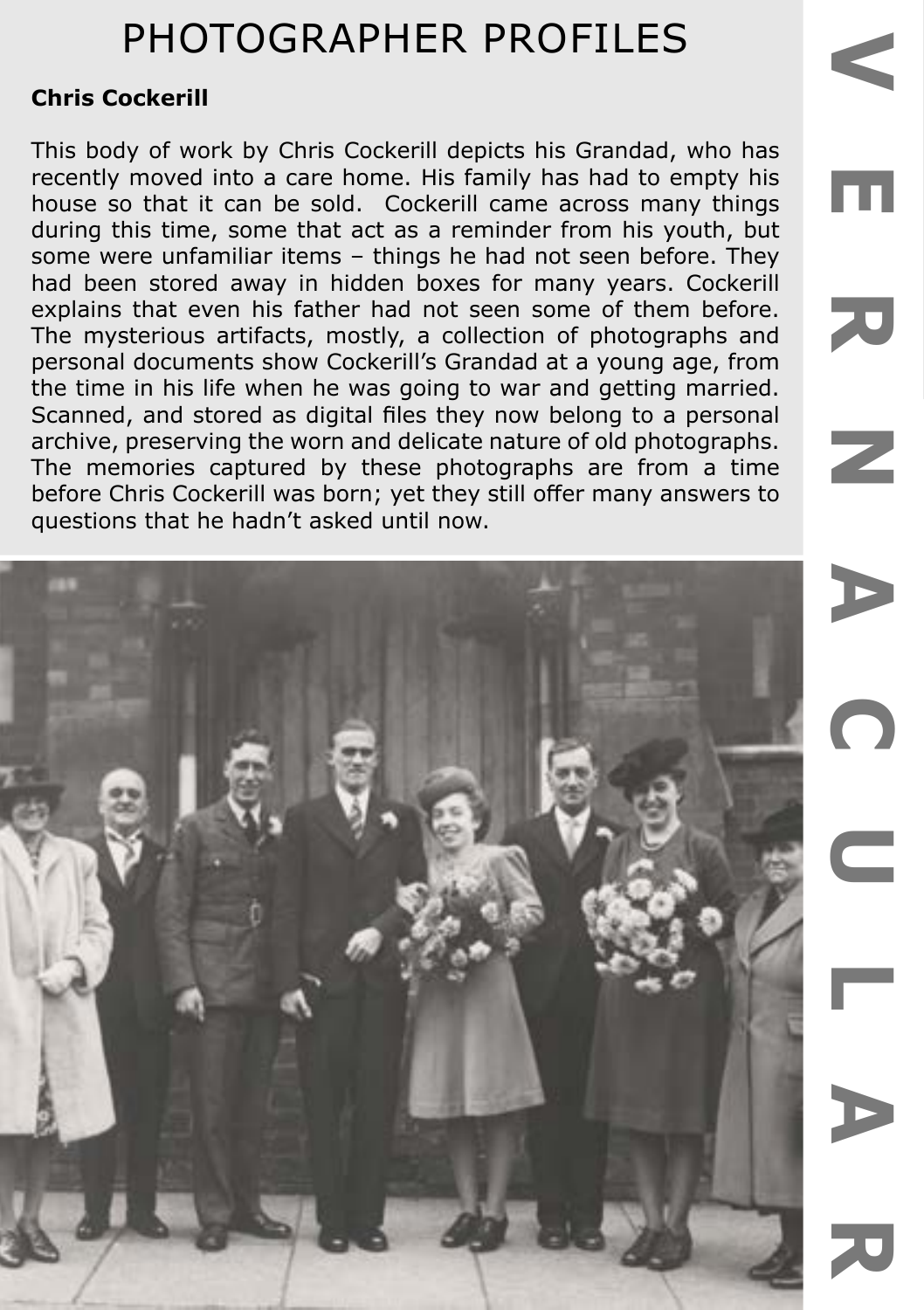# PHOTOGRAPHER PROFILES

**Chris Cockerill**

This body of work by Chris Cockerill depicts his Grandad, who has recently moved into a care home. His family has had to empty his house so that it can be sold. Cockerill came across many things during this time, some that act as a reminder from his youth, but some were unfamiliar items – things he had not seen before. They had been stored away in hidden boxes for many years. Cockerill explains that even his father had not seen some of them before. The mysterious artifacts, mostly, a collection of photographs and personal documents show Cockerill's Grandad at a young age, from the time in his life when he was going to war and getting married. Scanned, and stored as digital files they now belong to a personal archive, preserving the worn and delicate nature of old photographs. The memories captured by these photographs are from a time before Chris Cockerill was born; yet they still offer many answers to questions that he hadn't asked until now.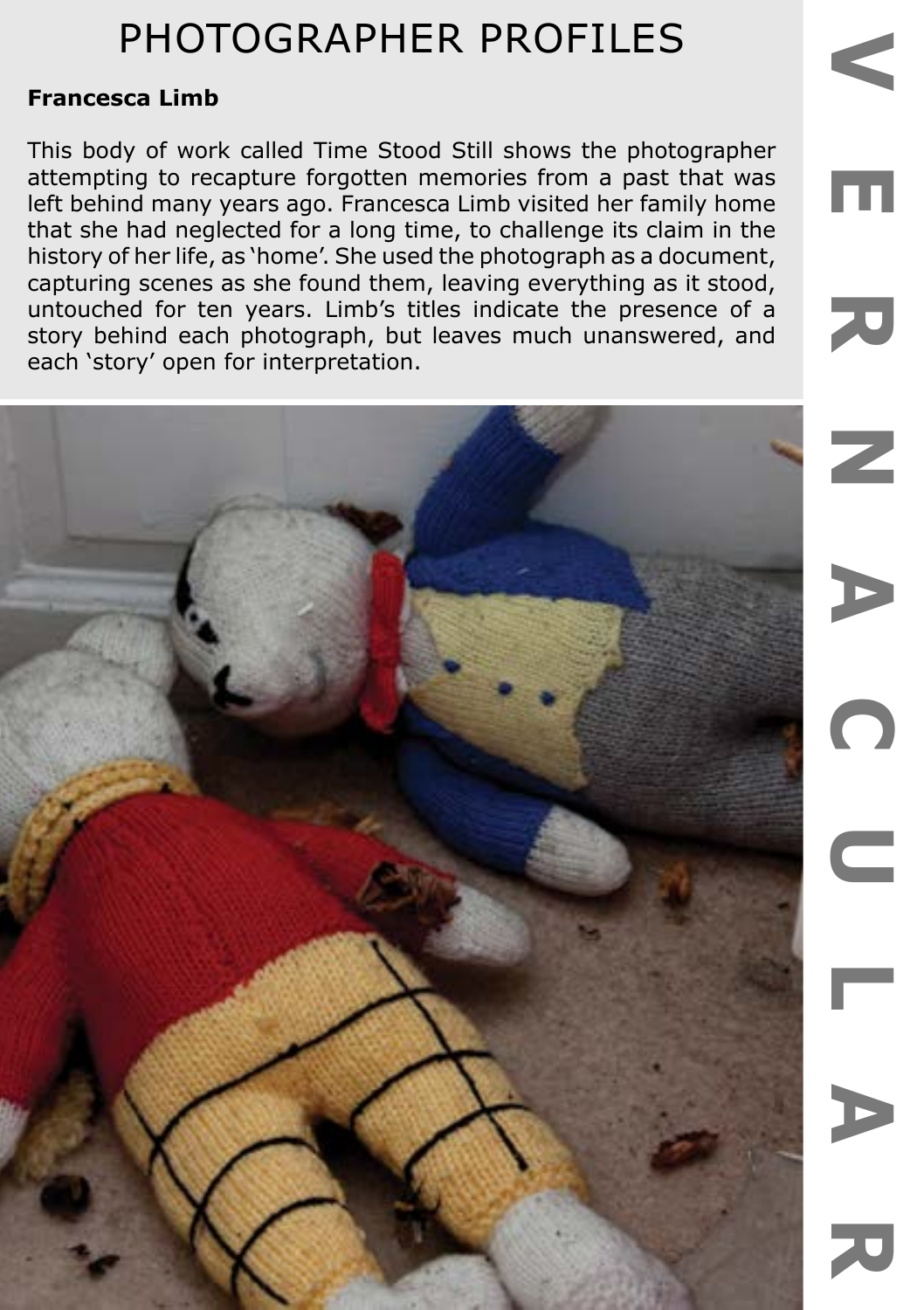# PHOTOGRAPHER PROFILES

**Francesca Limb**

This body of work called Time Stood Still shows the photographer attempting to recapture forgotten memories from a past that was left behind many years ago. Francesca Limb visited her family home that she had neglected for a long time, to challenge its claim in the history of her life, as 'home'. She used the photograph as a document, capturing scenes as she found them, leaving everything as it stood, untouched for ten years. Limb's titles indicate the presence of a story behind each photograph, but leaves much unanswered, and each 'story' open for interpretation.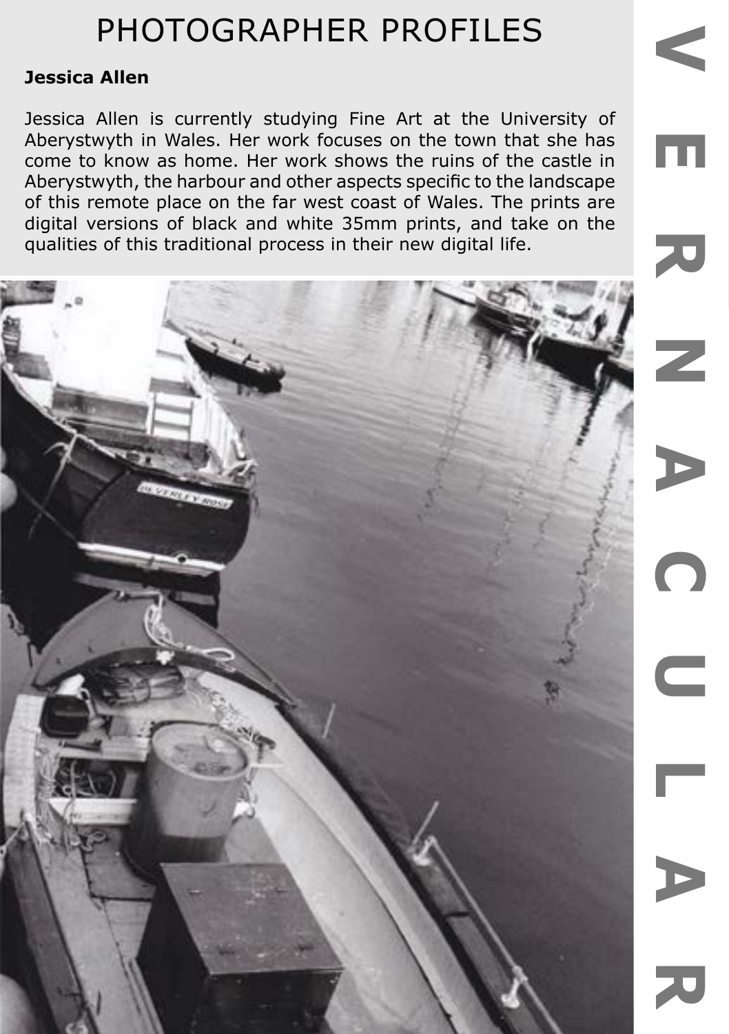# PHOTOGRAPHER PROFILES

**Jessica Allen**

Jessica Allen is currently studying Fine Art at the University of Aberystwyth in Wales. Her work focuses on the town that she has come to know as home. Her work shows the ruins of the castle in Aberystwyth, the harbour and other aspects specific to the landscape of this remote place on the far west coast of Wales. The prints are digital versions of black and white 35mm prints, and take on the qualities of this traditional process in their new digital life.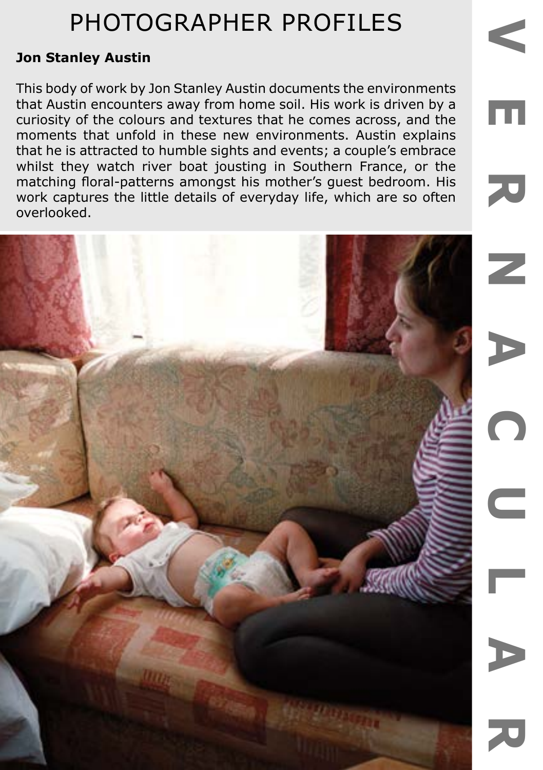# PHOTOGRAPHER PROFILES

**Jon Stanley Austin**

This body of work by Jon Stanley Austin documents the environments that Austin encounters away from home soil. His work is driven by a curiosity of the colours and textures that he comes across, and the moments that unfold in these new environments. Austin explains that he is attracted to humble sights and events; a couple's embrace whilst they watch river boat jousting in Southern France, or the matching floral-patterns amongst his mother's guest bedroom. His work captures the little details of everyday life, which are so often overlooked.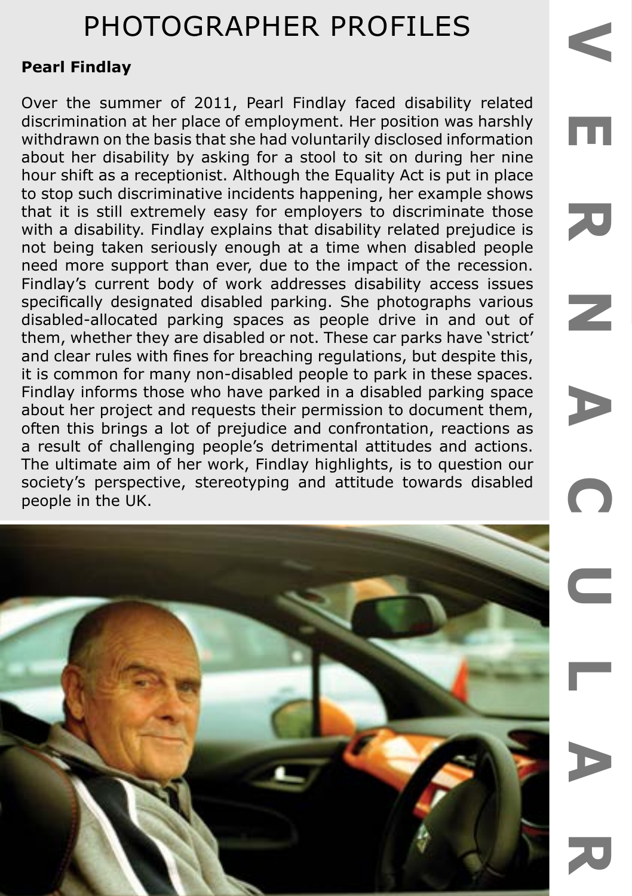# PHOTOGRAPHER PROFILES

**Pearl Findlay**

Over the summer of 2011, Pearl Findlay faced disability related discrimination at her place of employment. Her position was harshly withdrawn on the basis that she had voluntarily disclosed information about her disability by asking for a stool to sit on during her nine hour shift as a receptionist. Although the Equality Act is put in place to stop such discriminative incidents happening, her example shows that it is still extremely easy for employers to discriminate those with a disability. Findlay explains that disability related prejudice is not being taken seriously enough at a time when disabled people need more support than ever, due to the impact of the recession. Findlay's current body of work addresses disability access issues specifically designated disabled parking. She photographs various disabled-allocated parking spaces as people drive in and out of them, whether they are disabled or not. These car parks have 'strict' and clear rules with fines for breaching regulations, but despite this, it is common for many non-disabled people to park in these spaces. Findlay informs those who have parked in a disabled parking space about her project and requests their permission to document them, often this brings a lot of prejudice and confrontation, reactions as a result of challenging people's detrimental attitudes and actions. The ultimate aim of her work, Findlay highlights, is to question our society's perspective, stereotyping and attitude towards disabled people in the UK.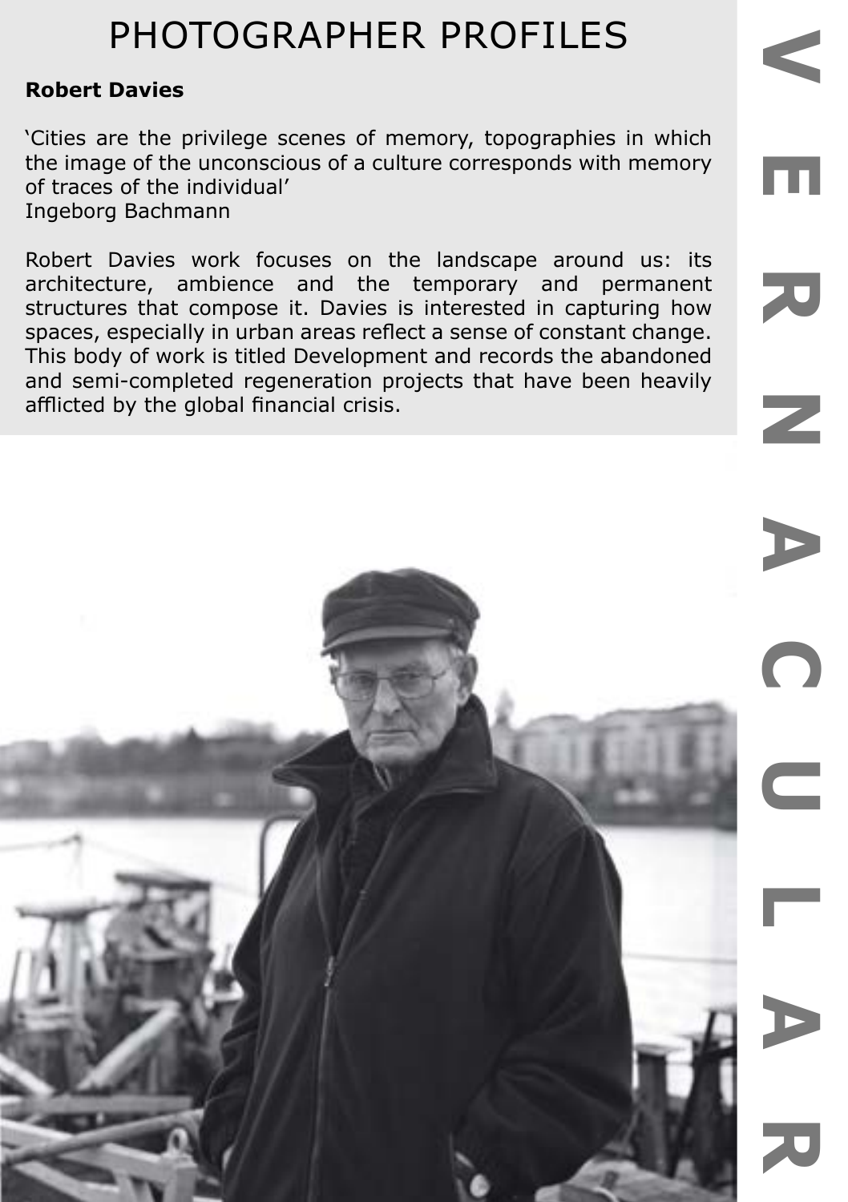# PHOTOGRAPHER PROFILES

**Robert Davies**

'Cities are the privilege scenes of memory, topographies in which the image of the unconscious of a culture corresponds with memory of traces of the individual'
Ingeborg Bachmann

Robert Davies work focuses on the landscape around us: its architecture, ambience and the temporary and permanent structures that compose it. Davies is interested in capturing how spaces, especially in urban areas reflect a sense of constant change. This body of work is titled Development and records the abandoned and semi-completed regeneration projects that have been heavily afflicted by the global financial crisis.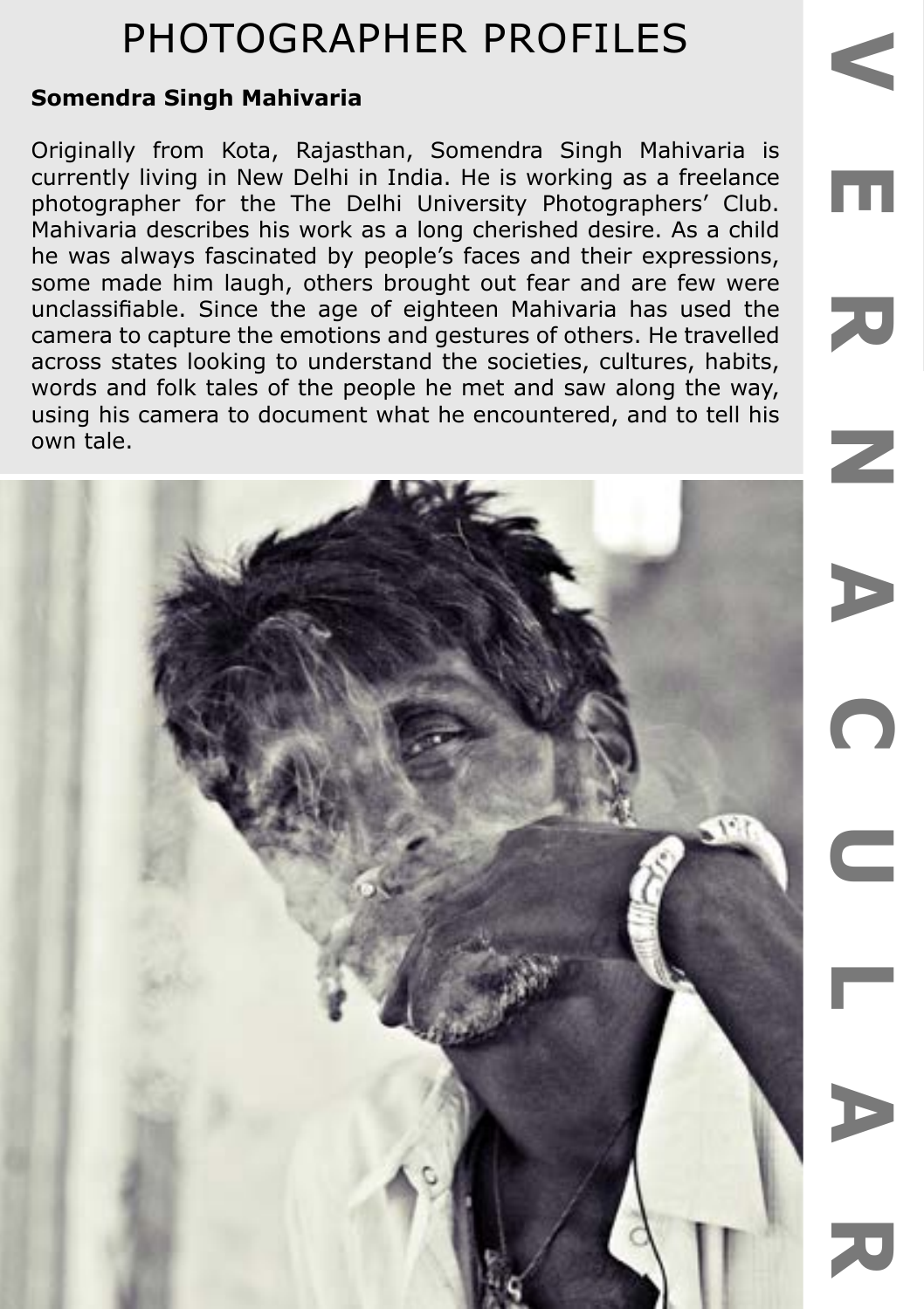# PHOTOGRAPHER PROFILES

**Somendra Singh Mahivaria**

Originally from Kota, Rajasthan, Somendra Singh Mahivaria is currently living in New Delhi in India. He is working as a freelance photographer for the The Delhi University Photographers' Club. Mahivaria describes his work as a long cherished desire. As a child he was always fascinated by people's faces and their expressions, some made him laugh, others brought out fear and are few were unclassifiable. Since the age of eighteen Mahivaria has used the camera to capture the emotions and gestures of others. He travelled across states looking to understand the societies, cultures, habits, words and folk tales of the people he met and saw along the way, using his camera to document what he encountered, and to tell his own tale.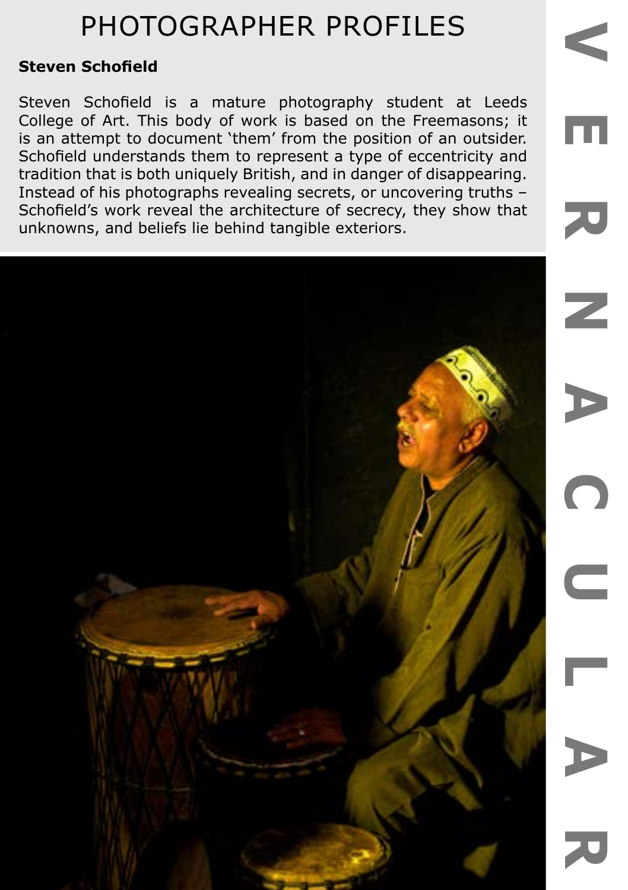# PHOTOGRAPHER PROFILES

**Steven Schofield**

Steven Schofield is a mature photography student at Leeds College of Art. This body of work is based on the Freemasons; it is an attempt to document 'them' from the position of an outsider. Schofield understands them to represent a type of eccentricity and tradition that is both uniquely British, and in danger of disappearing. Instead of his photographs revealing secrets, or uncovering truths – Schofield's work reveal the architecture of secrecy, they show that unknowns, and beliefs lie behind tangible exteriors.